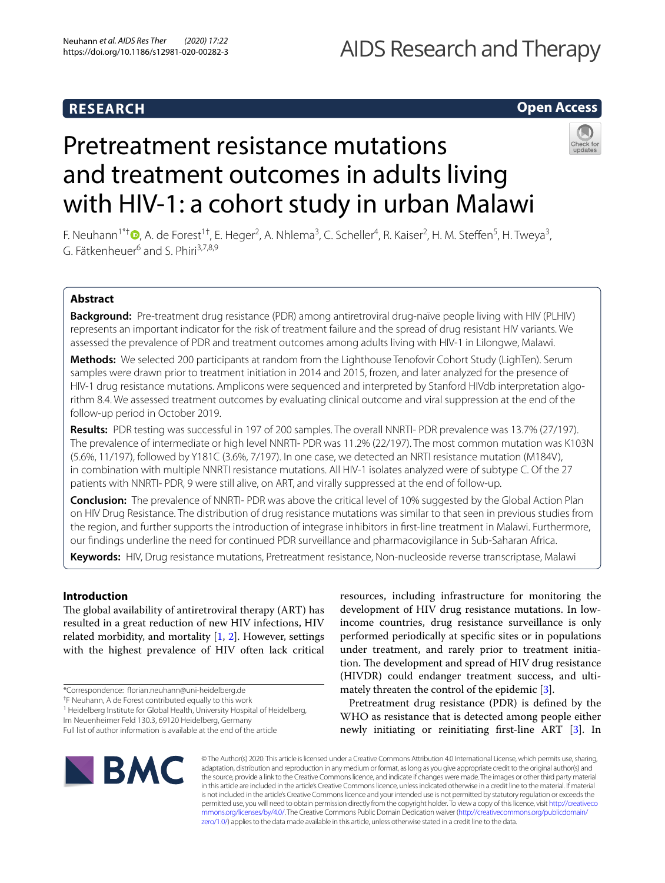RESEARCH

Open Access

# Pretreatment resistance mutations and treatment outcomes in adults living with HIV-1: a cohort study in urban Malawi

F. Neuhann[1*†], A. de Forest[1†], E. Heger[2], A. Nhlema[3], C. Scheller[4], R. Kaiser[2], H. M. Steffen[5], H. Tweya[3], G. Fätkenheuer[6] and S. Phiri[3,7,8,9]

## Abstract

**Background:** Pre-treatment drug resistance (PDR) among antiretroviral drug-naïve people living with HIV (PLHIV) represents an important indicator for the risk of treatment failure and the spread of drug resistant HIV variants. We assessed the prevalence of PDR and treatment outcomes among adults living with HIV-1 in Lilongwe, Malawi.

**Methods:** We selected 200 participants at random from the Lighthouse Tenofovir Cohort Study (LighTen). Serum samples were drawn prior to treatment initiation in 2014 and 2015, frozen, and later analyzed for the presence of HIV-1 drug resistance mutations. Amplicons were sequenced and interpreted by Stanford HIVdb interpretation algorithm 8.4. We assessed treatment outcomes by evaluating clinical outcome and viral suppression at the end of the follow-up period in October 2019.

**Results:** PDR testing was successful in 197 of 200 samples. The overall NNRTI- PDR prevalence was 13.7% (27/197). The prevalence of intermediate or high level NNRTI- PDR was 11.2% (22/197). The most common mutation was K103N (5.6%, 11/197), followed by Y181C (3.6%, 7/197). In one case, we detected an NRTI resistance mutation (M184V), in combination with multiple NNRTI resistance mutations. All HIV-1 isolates analyzed were of subtype C. Of the 27 patients with NNRTI- PDR, 9 were still alive, on ART, and virally suppressed at the end of follow-up.

**Conclusion:** The prevalence of NNRTI- PDR was above the critical level of 10% suggested by the Global Action Plan on HIV Drug Resistance. The distribution of drug resistance mutations was similar to that seen in previous studies from the region, and further supports the introduction of integrase inhibitors in first-line treatment in Malawi. Furthermore, our findings underline the need for continued PDR surveillance and pharmacovigilance in Sub-Saharan Africa.

**Keywords:** HIV, Drug resistance mutations, Pretreatment resistance, Non-nucleoside reverse transcriptase, Malawi

## Introduction

The global availability of antiretroviral therapy (ART) has resulted in a great reduction of new HIV infections, HIV related morbidity, and mortality [1, 2]. However, settings with the highest prevalence of HIV often lack critical resources, including infrastructure for monitoring the development of HIV drug resistance mutations. In low-income countries, drug resistance surveillance is only performed periodically at specific sites or in populations under treatment, and rarely prior to treatment initiation. The development and spread of HIV drug resistance (HIVDR) could endanger treatment success, and ultimately threaten the control of the epidemic [3].

Pretreatment drug resistance (PDR) is defined by the WHO as resistance that is detected among people either newly initiating or reinitiating first-line ART [3]. In

*Correspondence: florian.neuhann@uni-heidelberg.de
†F Neuhann, A de Forest contributed equally to this work
[1] Heidelberg Institute for Global Health, University Hospital of Heidelberg, Im Neuenheimer Feld 130.3, 69120 Heidelberg, Germany
Full list of author information is available at the end of the article

© The Author(s) 2020. This article is licensed under a Creative Commons Attribution 4.0 International License, which permits use, sharing, adaptation, distribution and reproduction in any medium or format, as long as you give appropriate credit to the original author(s) and the source, provide a link to the Creative Commons licence, and indicate if changes were made. The images or other third party material in this article are included in the article's Creative Commons licence, unless indicated otherwise in a credit line to the material. If material is not included in the article's Creative Commons licence and your intended use is not permitted by statutory regulation or exceeds the permitted use, you will need to obtain permission directly from the copyright holder. To view a copy of this licence, visit http://creativecommons.org/licenses/by/4.0/. The Creative Commons Public Domain Dedication waiver (http://creativecommons.org/publicdomain/zero/1.0/) applies to the data made available in this article, unless otherwise stated in a credit line to the data.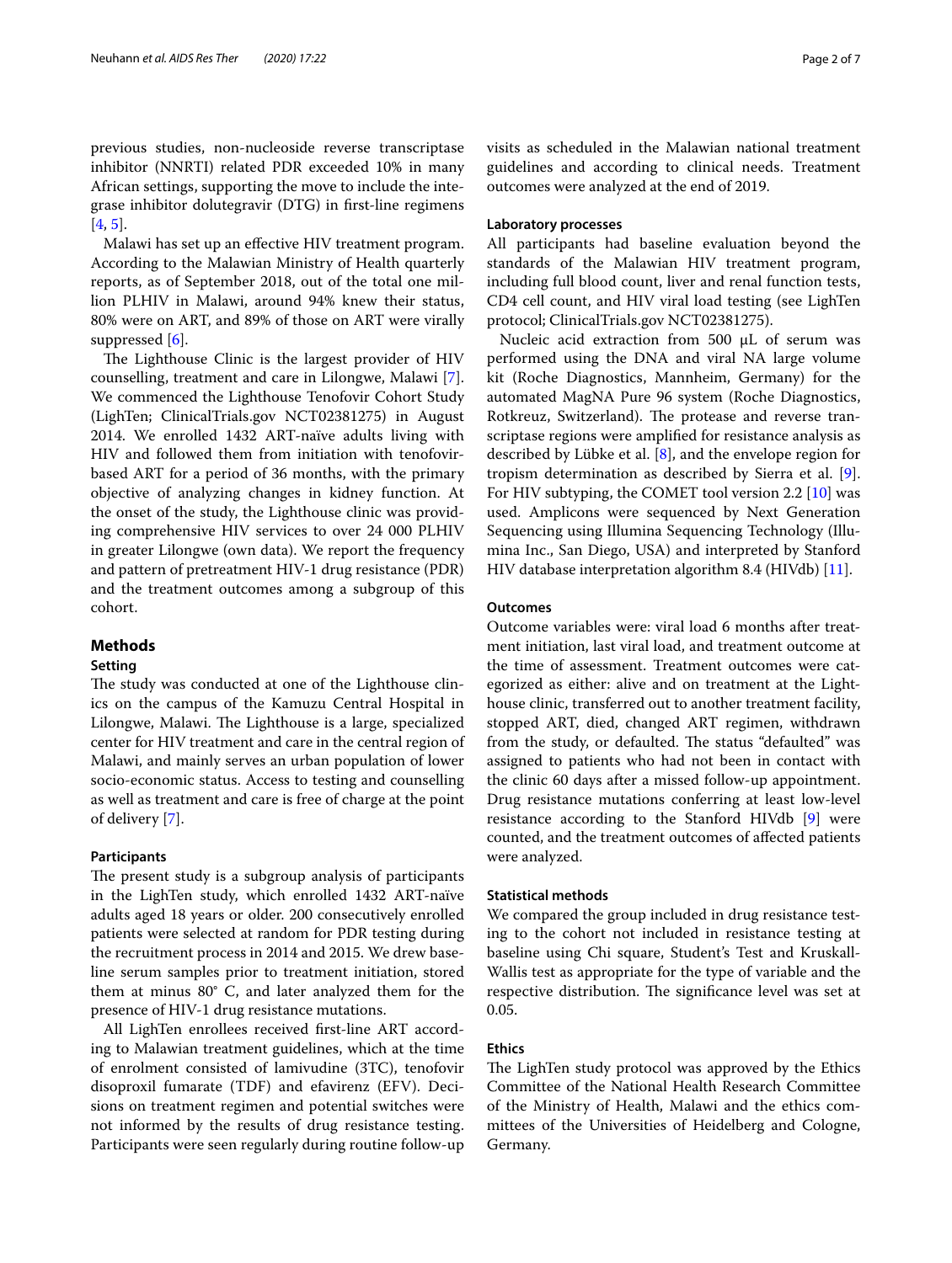previous studies, non-nucleoside reverse transcriptase inhibitor (NNRTI) related PDR exceeded 10% in many African settings, supporting the move to include the integrase inhibitor dolutegravir (DTG) in first-line regimens [4, 5].

Malawi has set up an effective HIV treatment program. According to the Malawian Ministry of Health quarterly reports, as of September 2018, out of the total one million PLHIV in Malawi, around 94% knew their status, 80% were on ART, and 89% of those on ART were virally suppressed [6].

The Lighthouse Clinic is the largest provider of HIV counselling, treatment and care in Lilongwe, Malawi [7]. We commenced the Lighthouse Tenofovir Cohort Study (LighTen; ClinicalTrials.gov NCT02381275) in August 2014. We enrolled 1432 ART-naïve adults living with HIV and followed them from initiation with tenofovir-based ART for a period of 36 months, with the primary objective of analyzing changes in kidney function. At the onset of the study, the Lighthouse clinic was providing comprehensive HIV services to over 24 000 PLHIV in greater Lilongwe (own data). We report the frequency and pattern of pretreatment HIV-1 drug resistance (PDR) and the treatment outcomes among a subgroup of this cohort.

## Methods

### Setting

The study was conducted at one of the Lighthouse clinics on the campus of the Kamuzu Central Hospital in Lilongwe, Malawi. The Lighthouse is a large, specialized center for HIV treatment and care in the central region of Malawi, and mainly serves an urban population of lower socio-economic status. Access to testing and counselling as well as treatment and care is free of charge at the point of delivery [7].

### Participants

The present study is a subgroup analysis of participants in the LighTen study, which enrolled 1432 ART-naïve adults aged 18 years or older. 200 consecutively enrolled patients were selected at random for PDR testing during the recruitment process in 2014 and 2015. We drew baseline serum samples prior to treatment initiation, stored them at minus 80° C, and later analyzed them for the presence of HIV-1 drug resistance mutations.

All LighTen enrollees received first-line ART according to Malawian treatment guidelines, which at the time of enrolment consisted of lamivudine (3TC), tenofovir disoproxil fumarate (TDF) and efavirenz (EFV). Decisions on treatment regimen and potential switches were not informed by the results of drug resistance testing. Participants were seen regularly during routine follow-up visits as scheduled in the Malawian national treatment guidelines and according to clinical needs. Treatment outcomes were analyzed at the end of 2019.

### Laboratory processes

All participants had baseline evaluation beyond the standards of the Malawian HIV treatment program, including full blood count, liver and renal function tests, CD4 cell count, and HIV viral load testing (see LighTen protocol; ClinicalTrials.gov NCT02381275).

Nucleic acid extraction from 500 µL of serum was performed using the DNA and viral NA large volume kit (Roche Diagnostics, Mannheim, Germany) for the automated MagNA Pure 96 system (Roche Diagnostics, Rotkreuz, Switzerland). The protease and reverse transcriptase regions were amplified for resistance analysis as described by Lübke et al. [8], and the envelope region for tropism determination as described by Sierra et al. [9]. For HIV subtyping, the COMET tool version 2.2 [10] was used. Amplicons were sequenced by Next Generation Sequencing using Illumina Sequencing Technology (Illumina Inc., San Diego, USA) and interpreted by Stanford HIV database interpretation algorithm 8.4 (HIVdb) [11].

### Outcomes

Outcome variables were: viral load 6 months after treatment initiation, last viral load, and treatment outcome at the time of assessment. Treatment outcomes were categorized as either: alive and on treatment at the Lighthouse clinic, transferred out to another treatment facility, stopped ART, died, changed ART regimen, withdrawn from the study, or defaulted. The status "defaulted" was assigned to patients who had not been in contact with the clinic 60 days after a missed follow-up appointment. Drug resistance mutations conferring at least low-level resistance according to the Stanford HIVdb [9] were counted, and the treatment outcomes of affected patients were analyzed.

### Statistical methods

We compared the group included in drug resistance testing to the cohort not included in resistance testing at baseline using Chi square, Student's Test and Kruskall-Wallis test as appropriate for the type of variable and the respective distribution. The significance level was set at 0.05.

### Ethics

The LighTen study protocol was approved by the Ethics Committee of the National Health Research Committee of the Ministry of Health, Malawi and the ethics committees of the Universities of Heidelberg and Cologne, Germany.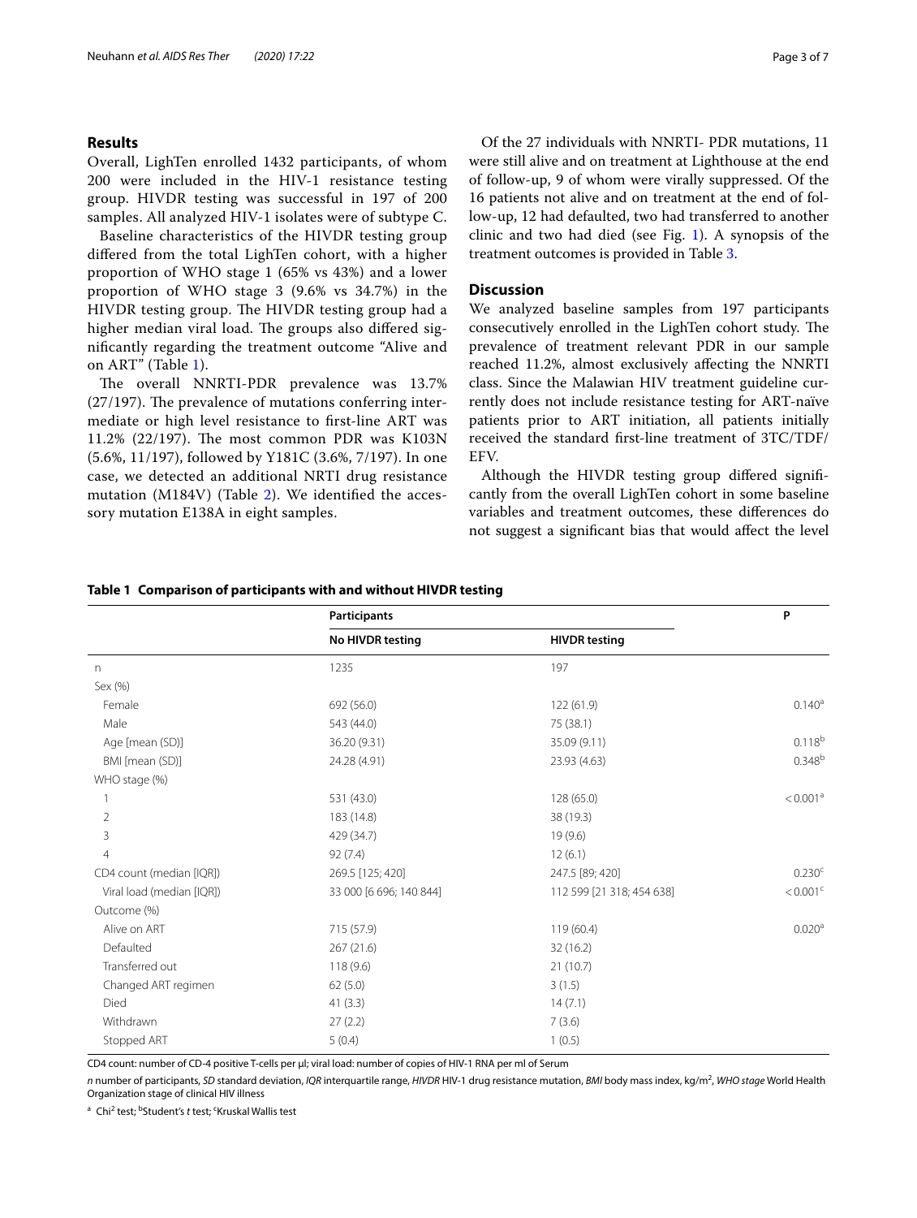## Results

Overall, LighTen enrolled 1432 participants, of whom 200 were included in the HIV-1 resistance testing group. HIVDR testing was successful in 197 of 200 samples. All analyzed HIV-1 isolates were of subtype C.

Baseline characteristics of the HIVDR testing group differed from the total LighTen cohort, with a higher proportion of WHO stage 1 (65% vs 43%) and a lower proportion of WHO stage 3 (9.6% vs 34.7%) in the HIVDR testing group. The HIVDR testing group had a higher median viral load. The groups also differed significantly regarding the treatment outcome "Alive and on ART" (Table 1).

The overall NNRTI-PDR prevalence was 13.7% (27/197). The prevalence of mutations conferring intermediate or high level resistance to first-line ART was 11.2% (22/197). The most common PDR was K103N (5.6%, 11/197), followed by Y181C (3.6%, 7/197). In one case, we detected an additional NRTI drug resistance mutation (M184V) (Table 2). We identified the accessory mutation E138A in eight samples.

Of the 27 individuals with NNRTI- PDR mutations, 11 were still alive and on treatment at Lighthouse at the end of follow-up, 9 of whom were virally suppressed. Of the 16 patients not alive and on treatment at the end of follow-up, 12 had defaulted, two had transferred to another clinic and two had died (see Fig. 1). A synopsis of the treatment outcomes is provided in Table 3.

## Discussion

We analyzed baseline samples from 197 participants consecutively enrolled in the LighTen cohort study. The prevalence of treatment relevant PDR in our sample reached 11.2%, almost exclusively affecting the NNRTI class. Since the Malawian HIV treatment guideline currently does not include resistance testing for ART-naïve patients prior to ART initiation, all patients initially received the standard first-line treatment of 3TC/TDF/EFV.

Although the HIVDR testing group differed significantly from the overall LighTen cohort in some baseline variables and treatment outcomes, these differences do not suggest a significant bias that would affect the level

**Table 1 Comparison of participants with and without HIVDR testing**

| | Participants | | P |
|---|---|---|---|
| | No HIVDR testing | HIVDR testing | |
| n | 1235 | 197 | |
| Sex (%) | | | |
| Female | 692 (56.0) | 122 (61.9) | 0.140[a] |
| Male | 543 (44.0) | 75 (38.1) | |
| Age [mean (SD)] | 36.20 (9.31) | 35.09 (9.11) | 0.118[b] |
| BMI [mean (SD)] | 24.28 (4.91) | 23.93 (4.63) | 0.348[b] |
| WHO stage (%) | | | |
| 1 | 531 (43.0) | 128 (65.0) | < 0.001[a] |
| 2 | 183 (14.8) | 38 (19.3) | |
| 3 | 429 (34.7) | 19 (9.6) | |
| 4 | 92 (7.4) | 12 (6.1) | |
| CD4 count (median [IQR]) | 269.5 [125; 420] | 247.5 [89; 420] | 0.230[c] |
| Viral load (median [IQR]) | 33 000 [6 696; 140 844] | 112 599 [21 318; 454 638] | < 0.001[c] |
| Outcome (%) | | | |
| Alive on ART | 715 (57.9) | 119 (60.4) | 0.020[a] |
| Defaulted | 267 (21.6) | 32 (16.2) | |
| Transferred out | 118 (9.6) | 21 (10.7) | |
| Changed ART regimen | 62 (5.0) | 3 (1.5) | |
| Died | 41 (3.3) | 14 (7.1) | |
| Withdrawn | 27 (2.2) | 7 (3.6) | |
| Stopped ART | 5 (0.4) | 1 (0.5) | |

CD4 count: number of CD-4 positive T-cells per µl; viral load: number of copies of HIV-1 RNA per ml of Serum

*n* number of participants, *SD* standard deviation, *IQR* interquartile range, *HIVDR* HIV-1 drug resistance mutation, *BMI* body mass index, kg/m$^2$, *WHO stage* World Health Organization stage of clinical HIV illness

[a] Chi$^2$ test; [b] Student's *t* test; [c] Kruskal Wallis test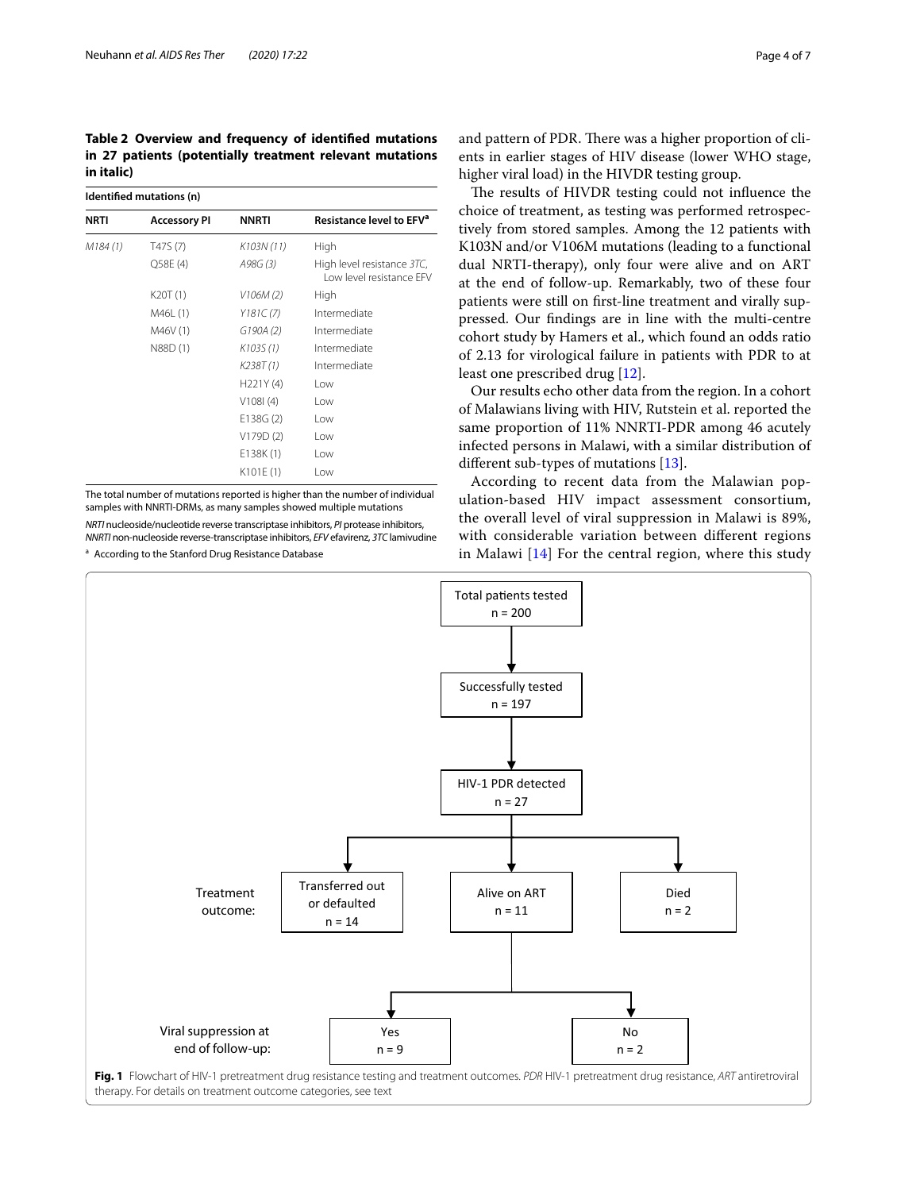**Table 2 Overview and frequency of identified mutations in 27 patients (potentially treatment relevant mutations in italic)**

| Identified mutations (n) | | | |
|---|---|---|---|
| **NRTI** | **Accessory PI** | **NNRTI** | **Resistance level to EFV[a]** |
| *M184 (1)* | T47S (7) | *K103N (11)* | High |
| | Q58E (4) | *A98G (3)* | High level resistance *3TC*, Low level resistance EFV |
| | K20T (1) | *V106M (2)* | High |
| | M46L (1) | *Y181C (7)* | Intermediate |
| | M46V (1) | *G190A (2)* | Intermediate |
| | N88D (1) | *K103S (1)* | Intermediate |
| | | *K238T (1)* | Intermediate |
| | | H221Y (4) | Low |
| | | V108I (4) | Low |
| | | E138G (2) | Low |
| | | V179D (2) | Low |
| | | E138K (1) | Low |
| | | K101E (1) | Low |

The total number of mutations reported is higher than the number of individual samples with NNRTI-DRMs, as many samples showed multiple mutations

*NRTI* nucleoside/nucleotide reverse transcriptase inhibitors, *PI* protease inhibitors, *NNRTI* non-nucleoside reverse-transcriptase inhibitors, *EFV* efavirenz, *3TC* lamivudine

[a] According to the Stanford Drug Resistance Database

and pattern of PDR. There was a higher proportion of clients in earlier stages of HIV disease (lower WHO stage, higher viral load) in the HIVDR testing group.

The results of HIVDR testing could not influence the choice of treatment, as testing was performed retrospectively from stored samples. Among the 12 patients with K103N and/or V106M mutations (leading to a functional dual NRTI-therapy), only four were alive and on ART at the end of follow-up. Remarkably, two of these four patients were still on first-line treatment and virally suppressed. Our findings are in line with the multi-centre cohort study by Hamers et al., which found an odds ratio of 2.13 for virological failure in patients with PDR to at least one prescribed drug [12].

Our results echo other data from the region. In a cohort of Malawians living with HIV, Rutstein et al. reported the same proportion of 11% NNRTI-PDR among 46 acutely infected persons in Malawi, with a similar distribution of different sub-types of mutations [13].

According to recent data from the Malawian population-based HIV impact assessment consortium, the overall level of viral suppression in Malawi is 89%, with considerable variation between different regions in Malawi [14] For the central region, where this study

Total patients tested
n = 200

Successfully tested
n = 197

HIV-1 PDR detected
n = 27

Treatment outcome:

Transferred out or defaulted
n = 14

Alive on ART
n = 11

Died
n = 2

Viral suppression at end of follow-up:

Yes
n = 9

No
n = 2

**Fig. 1** Flowchart of HIV-1 pretreatment drug resistance testing and treatment outcomes. *PDR* HIV-1 pretreatment drug resistance, *ART* antiretroviral therapy. For details on treatment outcome categories, see text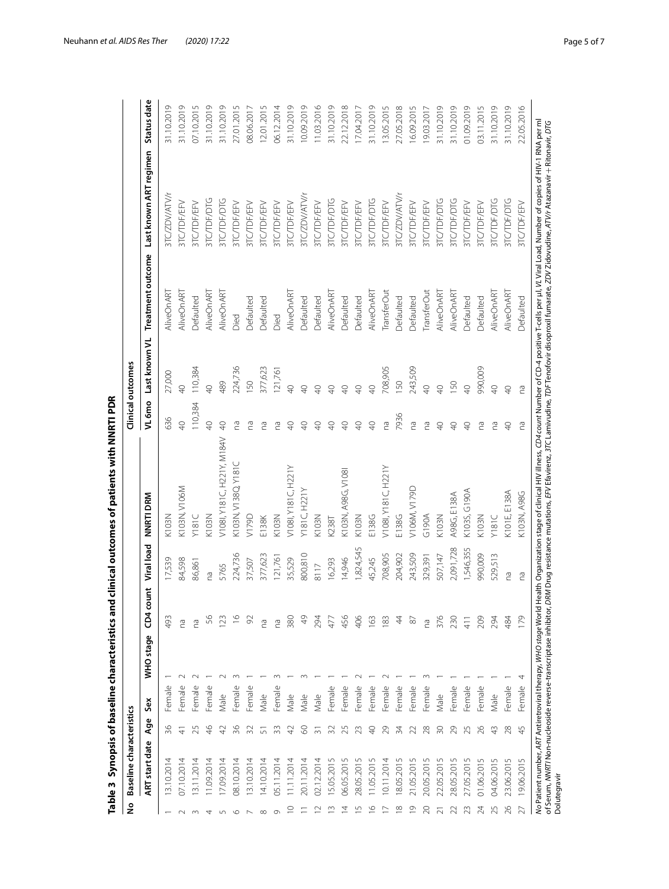**Table 3 Synopsis of baseline characteristics and clinical outcomes of patients with NNRTI PDR**

| No | Baseline characteristics | | | | | | | | Clinical outcomes | | | | |
|---|---|---|---|---|---|---|---|---|---|---|---|---|---|
| | ART start date | Age | Sex | WHO stage | CD4 count | Viral load | NNRTI DRM | | VL 6mo | Last known VL | Treatment outcome | Last known ART regimen | Status date |
| 1 | 13.10.2014 | 36 | Female | 1 | 493 | 17,539 | K103N | | 636 | 27,000 | AliveOnART | 3TC/ZDV/ATV/r | 31.10.2019 |
| 2 | 07.10.2014 | 41 | Female | 2 | na | 84,598 | K103N, V106M | | 40 | 40 | AliveOnART | 3TC/TDF/EFV | 31.10.2019 |
| 3 | 13.11.2014 | 25 | Female | 2 | na | 86,861 | Y181C | | 110,384 | 110,384 | Defaulted | 3TC/TDF/EFV | 07.10.2015 |
| 4 | 11.09.2014 | 46 | Female | 1 | 56 | na | K103N | | 40 | 40 | AliveOnART | 3TC/TDF/DTG | 31.10.2019 |
| 5 | 17.09.2014 | 42 | Male | 2 | 123 | 5765 | V108I, Y181C, H221Y, M184V | | 40 | 489 | AliveOnART | 3TC/TDF/DTG | 31.10.2019 |
| 6 | 08.10.2014 | 36 | Female | 3 | 16 | 224,736 | K103N, V138Q, Y181C | | na | 224,736 | Died | 3TC/TDF/EFV | 27.01.2015 |
| 7 | 13.10.2014 | 32 | Female | 1 | 92 | 37,507 | V179D | | na | 150 | Defaulted | 3TC/TDF/EFV | 08.06.2017 |
| 8 | 14.10.2014 | 51 | Male | 1 | na | 377,623 | E138K | | na | 377,623 | Defaulted | 3TC/TDF/EFV | 12.01.2015 |
| 9 | 05.11.2014 | 33 | Female | 3 | na | 121,761 | K103N | | na | 121,761 | Died | 3TC/TDF/EFV | 06.12.2014 |
| 10 | 11.11.2014 | 42 | Male | 1 | 380 | 35,529 | V108I, Y181C, H221Y | | 40 | 40 | AliveOnART | 3TC/TDF/EFV | 31.10.2019 |
| 11 | 20.11.2014 | 60 | Male | 3 | 49 | 800,810 | Y181C, H221Y | | 40 | 40 | Defaulted | 3TC/ZDV/ATV/r | 10.09.2019 |
| 12 | 02.12.2014 | 31 | Male | 1 | 294 | 8117 | K103N | | 40 | 40 | Defaulted | 3TC/TDF/EFV | 11.03.2016 |
| 13 | 15.05.2015 | 32 | Female | 1 | 477 | 16,293 | K238T | | 40 | 40 | AliveOnART | 3TC/TDF/DTG | 31.10.2019 |
| 14 | 06.05.2015 | 25 | Female | 1 | 456 | 14,946 | K103N, A98G, V108I | | 40 | 40 | Defaulted | 3TC/TDF/EFV | 22.12.2018 |
| 15 | 28.05.2015 | 23 | Female | 2 | 406 | 1,824,545 | K103N | | 40 | 40 | Defaulted | 3TC/TDF/EFV | 17.04.2017 |
| 16 | 11.05.2015 | 40 | Female | 1 | 163 | 45,245 | E138G | | 40 | 40 | AliveOnART | 3TC/TDF/DTG | 31.10.2019 |
| 17 | 10.11.2014 | 29 | Female | 2 | 183 | 708,905 | V108I, Y181C, H221Y | | na | 708,905 | TransferOut | 3TC/TDF/EFV | 13.05.2015 |
| 18 | 18.05.2015 | 34 | Female | 1 | 44 | 204,902 | E138G | | 7936 | 150 | Defaulted | 3TC/ZDV/ATV/r | 27.05.2018 |
| 19 | 21.05.2015 | 22 | Female | 1 | 87 | 243,509 | V106M, V179D | | na | 243,509 | Defaulted | 3TC/TDF/EFV | 16.09.2015 |
| 20 | 20.05.2015 | 28 | Female | 3 | na | 329,391 | G190A | | na | 40 | TransferOut | 3TC/TDF/EFV | 19.03.2017 |
| 21 | 22.05.2015 | 30 | Male | 1 | 376 | 507,147 | K103N | | 40 | 40 | AliveOnART | 3TC/TDF/DTG | 31.10.2019 |
| 22 | 28.05.2015 | 29 | Female | 1 | 230 | 2,091,728 | A98G, E138A | | 40 | 150 | AliveOnART | 3TC/TDF/DTG | 31.10.2019 |
| 23 | 27.05.2015 | 25 | Female | 1 | 411 | 1,546,355 | K103S, G190A | | 40 | 40 | Defaulted | 3TC/TDF/EFV | 01.09.2019 |
| 24 | 01.06.2015 | 26 | Female | 1 | 209 | 990,009 | K103N | | na | 990,009 | Defaulted | 3TC/TDF/EFV | 03.11.2015 |
| 25 | 04.06.2015 | 43 | Male | 1 | 294 | 529,513 | Y181C | | na | 40 | AliveOnART | 3TC/TDF/DTG | 31.10.2019 |
| 26 | 23.06.2015 | 28 | Female | 1 | 484 | na | K101E, E138A | | 40 | 40 | AliveOnART | 3TC/TDF/DTG | 31.10.2019 |
| 27 | 19.06.2015 | 45 | Female | 4 | 179 | na | K103N, A98G | | na | na | Defaulted | 3TC/TDF/EFV | 22.05.2016 |

*No* Patient number, *ART* Antiretroviral therapy, *WHO stage* World Health Organization stage of clinical HIV illness, *CD4 count* Number of CD-4 positive T-cells per µl, *VL* Viral Load, Number of copies of HIV-1 RNA per ml of Serum, *NNRTI* Non-nucleoside reverse-transcriptase inhibitor, *DRM* Drug resistance mutations, *EFV* Efavirenz, *3TC* Lamivudine, *TDF* Tenofovir disoproxil fumarate, *ZDV* Zidovudine, *ATV/r* Atazanavir + Ritonavir, *DTG* Dolutegravir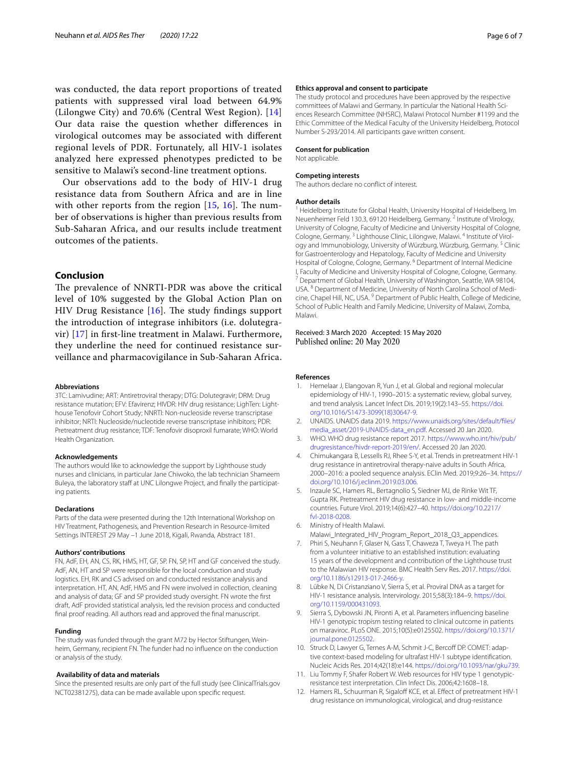was conducted, the data report proportions of treated patients with suppressed viral load between 64.9% (Lilongwe City) and 70.6% (Central West Region). [14] Our data raise the question whether differences in virological outcomes may be associated with different regional levels of PDR. Fortunately, all HIV-1 isolates analyzed here expressed phenotypes predicted to be sensitive to Malawi's second-line treatment options.

Our observations add to the body of HIV-1 drug resistance data from Southern Africa and are in line with other reports from the region [15, 16]. The number of observations is higher than previous results from Sub-Saharan Africa, and our results include treatment outcomes of the patients.

## Conclusion

The prevalence of NNRTI-PDR was above the critical level of 10% suggested by the Global Action Plan on HIV Drug Resistance [16]. The study findings support the introduction of integrase inhibitors (i.e. dolutegravir) [17] in first-line treatment in Malawi. Furthermore, they underline the need for continued resistance surveillance and pharmacovigilance in Sub-Saharan Africa.

#### Abbreviations

3TC: Lamivudine; ART: Antiretroviral therapy; DTG: Dolutegravir; DRM: Drug resistance mutation; EFV: Efavirenz; HIVDR: HIV drug resistance; LighTen: Lighthouse Tenofovir Cohort Study; NNRTI: Non-nucleoside reverse transcriptase inhibitor; NRTI: Nucleoside/nucleotide reverse transcriptase inhibitors; PDR: Pretreatment drug resistance; TDF: Tenofovir disoproxil fumarate; WHO: World Health Organization.

#### Acknowledgements

The authors would like to acknowledge the support by Lighthouse study nurses and clinicians, in particular Jane Chiwoko, the lab technician Shameem Buleya, the laboratory staff at UNC Lilongwe Project, and finally the participating patients.

#### Declarations

Parts of the data were presented during the 12th International Workshop on HIV Treatment, Pathogenesis, and Prevention Research in Resource-limited Settings INTEREST 29 May –1 June 2018, Kigali, Rwanda, Abstract 181.

#### Authors' contributions

FN, AdF, EH, AN, CS, RK, HMS, HT, GF, SP. FN, SP, HT and GF conceived the study. AdF, AN, HT and SP were responsible for the local conduction and study logistics. EH, RK and CS advised on and conducted resistance analysis and interpretation. HT, AN, AdF, HMS and FN were involved in collection, cleaning and analysis of data; GF and SP provided study oversight. FN wrote the first draft, AdF provided statistical analysis, led the revision process and conducted final proof reading. All authors read and approved the final manuscript.

#### Funding

The study was funded through the grant M72 by Hector Stiftungen, Weinheim, Germany, recipient FN. The funder had no influence on the conduction or analysis of the study.

#### Availability of data and materials

Since the presented results are only part of the full study (see ClinicalTrials.gov NCT02381275), data can be made available upon specific request.

#### Ethics approval and consent to participate

The study protocol and procedures have been approved by the respective committees of Malawi and Germany. In particular the National Health Sciences Research Committee (NHSRC), Malawi Protocol Number #1199 and the Ethic Committee of the Medical Faculty of the University Heidelberg, Protocol Number S-293/2014. All participants gave written consent.

#### Consent for publication

Not applicable.

#### Competing interests

The authors declare no conflict of interest.

#### Author details

[1] Heidelberg Institute for Global Health, University Hospital of Heidelberg, Im Neuenheimer Feld 130.3, 69120 Heidelberg, Germany. [2] Institute of Virology, University of Cologne, Faculty of Medicine and University Hospital of Cologne, Cologne, Germany. [3] Lighthouse Clinic, Lilongwe, Malawi. [4] Institute of Virology and Immunobiology, University of Würzburg, Würzburg, Germany. [5] Clinic for Gastroenterology and Hepatology, Faculty of Medicine and University Hospital of Cologne, Cologne, Germany. [6] Department of Internal Medicine I, Faculty of Medicine and University Hospital of Cologne, Cologne, Germany. [7] Department of Global Health, University of Washington, Seattle, WA 98104, USA. [8] Department of Medicine, University of North Carolina School of Medicine, Chapel Hill, NC, USA. [9] Department of Public Health, College of Medicine, School of Public Health and Family Medicine, University of Malawi, Zomba, Malawi.

Received: 3 March 2020 Accepted: 15 May 2020
Published online: 20 May 2020

#### References

1. Hemelaar J, Elangovan R, Yun J, et al. Global and regional molecular epidemiology of HIV-1, 1990–2015: a systematic review, global survey, and trend analysis. Lancet Infect Dis. 2019;19(2):143–55. https://doi.org/10.1016/S1473-3099(18)30647-9.
2. UNAIDS. UNAIDS data 2019. https://www.unaids.org/sites/default/files/media_asset/2019-UNAIDS-data_en.pdf. Accessed 20 Jan 2020.
3. WHO. WHO drug resistance report 2017. https://www.who.int/hiv/pub/drugresistance/hivdr-report-2019/en/. Accessed 20 Jan 2020.
4. Chimukangara B, Lessells RJ, Rhee S-Y, et al. Trends in pretreatment HIV-1 drug resistance in antiretroviral therapy-naive adults in South Africa, 2000–2016: a pooled sequence analysis. EClin Med. 2019;9:26–34. https://doi.org/10.1016/j.eclinm.2019.03.006.
5. Inzaule SC, Hamers RL, Bertagnolio S, Siedner MJ, de Rinke Wit TF, Gupta RK. Pretreatment HIV drug resistance in low- and middle-income countries. Future Virol. 2019;14(6):427–40. https://doi.org/10.2217/fvl-2018-0208.
6. Ministry of Health Malawi. Malawi_Integrated_HIV_Program_Report_2018_Q3_appendices.
7. Phiri S, Neuhann F, Glaser N, Gass T, Chaweza T, Tweya H. The path from a volunteer initiative to an established institution: evaluating 15 years of the development and contribution of the Lighthouse trust to the Malawian HIV response. BMC Health Serv Res. 2017. https://doi.org/10.1186/s12913-017-2466-y.
8. Lübke N, Di Cristanziano V, Sierra S, et al. Proviral DNA as a target for HIV-1 resistance analysis. Intervirology. 2015;58(3):184–9. https://doi.org/10.1159/000431093.
9. Sierra S, Dybowski JN, Pironti A, et al. Parameters influencing baseline HIV-1 genotypic tropism testing related to clinical outcome in patients on maraviroc. PLoS ONE. 2015;10(5):e0125502. https://doi.org/10.1371/journal.pone.0125502.
10. Struck D, Lawyer G, Ternes A-M, Schmit J-C, Bercoff DP. COMET: adaptive context-based modeling for ultrafast HIV-1 subtype identification. Nucleic Acids Res. 2014;42(18):e144. https://doi.org/10.1093/nar/gku739.
11. Liu Tommy F, Shafer Robert W. Web resources for HIV type 1 genotypic-resistance test interpretation. Clin Infect Dis. 2006;42:1608–18.
12. Hamers RL, Schuurman R, Sigaloff KCE, et al. Effect of pretreatment HIV-1 drug resistance on immunological, virological, and drug-resistance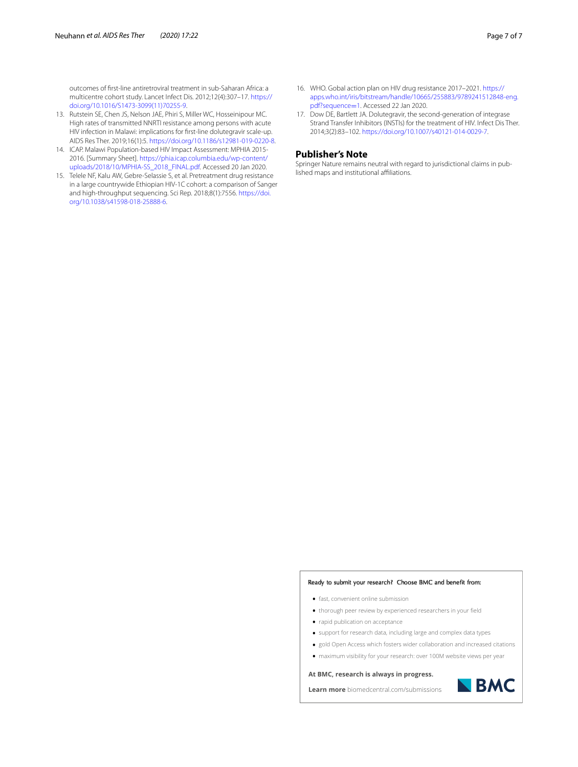outcomes of first-line antiretroviral treatment in sub-Saharan Africa: a multicentre cohort study. Lancet Infect Dis. 2012;12(4):307–17. https://doi.org/10.1016/S1473-3099(11)70255-9.

13. Rutstein SE, Chen JS, Nelson JAE, Phiri S, Miller WC, Hosseinipour MC. High rates of transmitted NNRTI resistance among persons with acute HIV infection in Malawi: implications for first-line dolutegravir scale-up. AIDS Res Ther. 2019;16(1):5. https://doi.org/10.1186/s12981-019-0220-8.
14. ICAP. Malawi Population-based HIV Impact Assessment: MPHIA 2015-2016. [Summary Sheet]. https://phia.icap.columbia.edu/wp-content/uploads/2018/10/MPHIA-SS_2018_FINAL.pdf. Accessed 20 Jan 2020.
15. Telele NF, Kalu AW, Gebre-Selassie S, et al. Pretreatment drug resistance in a large countrywide Ethiopian HIV-1C cohort: a comparison of Sanger and high-throughput sequencing. Sci Rep. 2018;8(1):7556. https://doi.org/10.1038/s41598-018-25888-6.
16. WHO. Gobal action plan on HIV drug resistance 2017–2021. https://apps.who.int/iris/bitstream/handle/10665/255883/9789241512848-eng.pdf?sequence=1. Accessed 22 Jan 2020.
17. Dow DE, Bartlett JA. Dolutegravir, the second-generation of integrase Strand Transfer Inhibitors (INSTIs) for the treatment of HIV. Infect Dis Ther. 2014;3(2):83–102. https://doi.org/10.1007/s40121-014-0029-7.

## Publisher's Note

Springer Nature remains neutral with regard to jurisdictional claims in published maps and institutional affiliations.

Ready to submit your research? Choose BMC and benefit from:

- fast, convenient online submission
- thorough peer review by experienced researchers in your field
- rapid publication on acceptance
- support for research data, including large and complex data types
- gold Open Access which fosters wider collaboration and increased citations
- maximum visibility for your research: over 100M website views per year

**At BMC, research is always in progress.**

**Learn more** biomedcentral.com/submissions